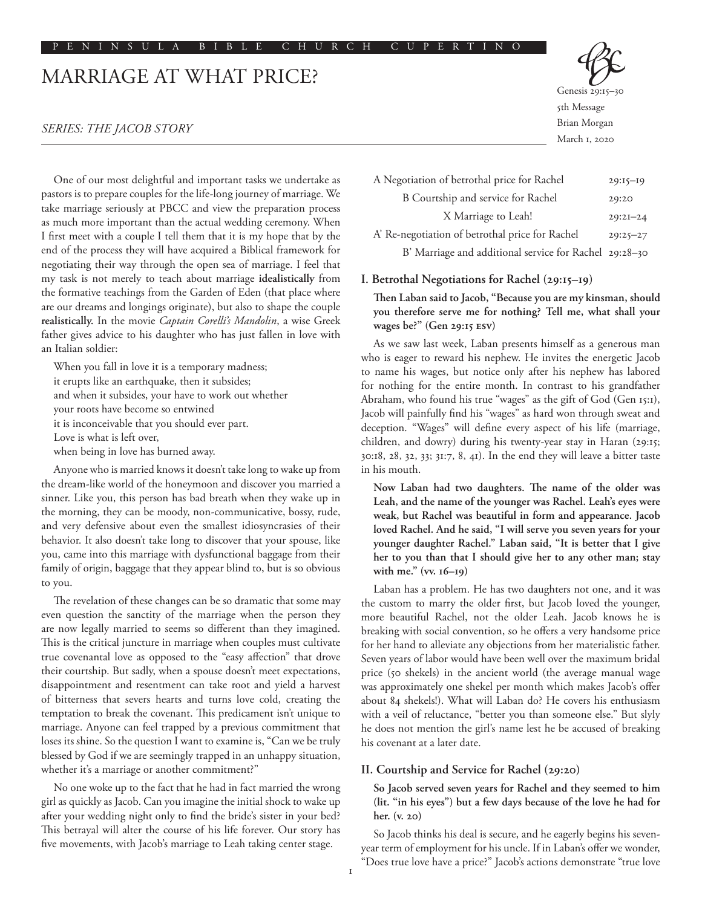PENINSULA BIBLE CHURCH CUPERTINO

# MARRIAGE AT WHAT PRICE?

*SERIES: THE JACOB STORY*

Genesis 29:15–30
5th Message
Brian Morgan
March 1, 2020

One of our most delightful and important tasks we undertake as pastors is to prepare couples for the life-long journey of marriage. We take marriage seriously at PBCC and view the preparation process as much more important than the actual wedding ceremony. When I first meet with a couple I tell them that it is my hope that by the end of the process they will have acquired a Biblical framework for negotiating their way through the open sea of marriage. I feel that my task is not merely to teach about marriage **idealistically** from the formative teachings from the Garden of Eden (that place where are our dreams and longings originate), but also to shape the couple **realistically.** In the movie *Captain Corelli's Mandolin*, a wise Greek father gives advice to his daughter who has just fallen in love with an Italian soldier:

> When you fall in love it is a temporary madness;
> it erupts like an earthquake, then it subsides;
> and when it subsides, your have to work out whether
> your roots have become so entwined
> it is inconceivable that you should ever part.
> Love is what is left over,
> when being in love has burned away.

Anyone who is married knows it doesn't take long to wake up from the dream-like world of the honeymoon and discover you married a sinner. Like you, this person has bad breath when they wake up in the morning, they can be moody, non-communicative, bossy, rude, and very defensive about even the smallest idiosyncrasies of their behavior. It also doesn't take long to discover that your spouse, like you, came into this marriage with dysfunctional baggage from their family of origin, baggage that they appear blind to, but is so obvious to you.

The revelation of these changes can be so dramatic that some may even question the sanctity of the marriage when the person they are now legally married to seems so different than they imagined. This is the critical juncture in marriage when couples must cultivate true covenantal love as opposed to the "easy affection" that drove their courtship. But sadly, when a spouse doesn't meet expectations, disappointment and resentment can take root and yield a harvest of bitterness that severs hearts and turns love cold, creating the temptation to break the covenant. This predicament isn't unique to marriage. Anyone can feel trapped by a previous commitment that loses its shine. So the question I want to examine is, "Can we be truly blessed by God if we are seemingly trapped in an unhappy situation, whether it's a marriage or another commitment?"

No one woke up to the fact that he had in fact married the wrong girl as quickly as Jacob. Can you imagine the initial shock to wake up after your wedding night only to find the bride's sister in your bed? This betrayal will alter the course of his life forever. Our story has five movements, with Jacob's marriage to Leah taking center stage.

| | |
|---|---|
| A Negotiation of betrothal price for Rachel | 29:15–19 |
| B Courtship and service for Rachel | 29:20 |
| X Marriage to Leah! | 29:21–24 |
| A' Re-negotiation of betrothal price for Rachel | 29:25–27 |
| B' Marriage and additional service for Rachel | 29:28–30 |

## I. Betrothal Negotiations for Rachel (29:15–19)

**Then Laban said to Jacob, "Because you are my kinsman, should you therefore serve me for nothing? Tell me, what shall your wages be?" (Gen 29:15 ESV)**

As we saw last week, Laban presents himself as a generous man who is eager to reward his nephew. He invites the energetic Jacob to name his wages, but notice only after his nephew has labored for nothing for the entire month. In contrast to his grandfather Abraham, who found his true "wages" as the gift of God (Gen 15:1), Jacob will painfully find his "wages" as hard won through sweat and deception. "Wages" will define every aspect of his life (marriage, children, and dowry) during his twenty-year stay in Haran (29:15; 30:18, 28, 32, 33; 31:7, 8, 41). In the end they will leave a bitter taste in his mouth.

**Now Laban had two daughters. The name of the older was Leah, and the name of the younger was Rachel. Leah's eyes were weak, but Rachel was beautiful in form and appearance. Jacob loved Rachel. And he said, "I will serve you seven years for your younger daughter Rachel." Laban said, "It is better that I give her to you than that I should give her to any other man; stay with me." (vv. 16–19)**

Laban has a problem. He has two daughters not one, and it was the custom to marry the older first, but Jacob loved the younger, more beautiful Rachel, not the older Leah. Jacob knows he is breaking with social convention, so he offers a very handsome price for her hand to alleviate any objections from her materialistic father. Seven years of labor would have been well over the maximum bridal price (50 shekels) in the ancient world (the average manual wage was approximately one shekel per month which makes Jacob's offer about 84 shekels!). What will Laban do? He covers his enthusiasm with a veil of reluctance, "better you than someone else." But slyly he does not mention the girl's name lest he be accused of breaking his covenant at a later date.

## II. Courtship and Service for Rachel (29:20)

**So Jacob served seven years for Rachel and they seemed to him (lit. "in his eyes") but a few days because of the love he had for her. (v. 20)**

So Jacob thinks his deal is secure, and he eagerly begins his seven-year term of employment for his uncle. If in Laban's offer we wonder, "Does true love have a price?" Jacob's actions demonstrate "true love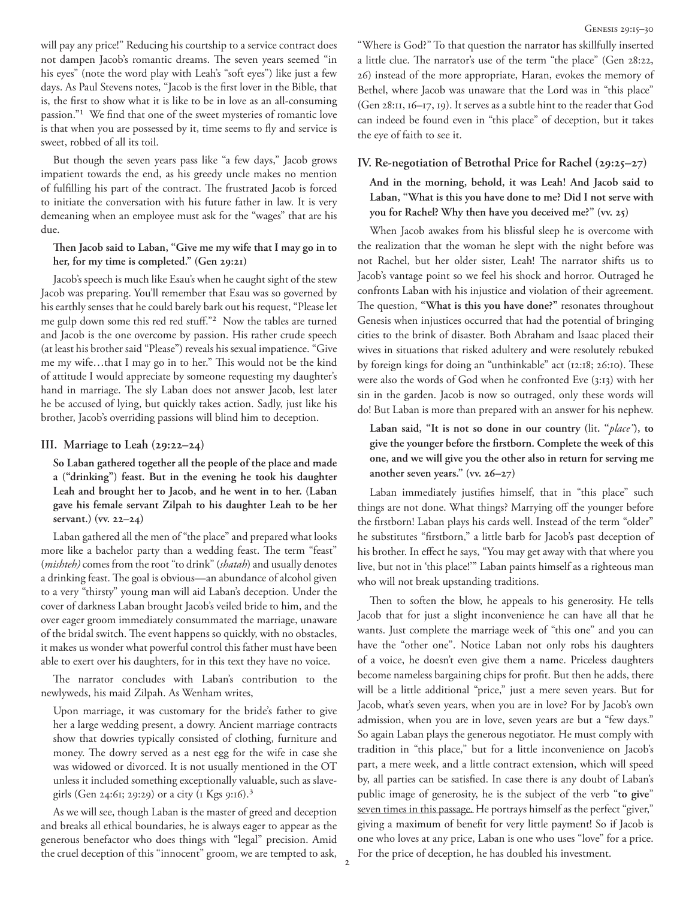will pay any price!" Reducing his courtship to a service contract does not dampen Jacob's romantic dreams. The seven years seemed "in his eyes" (note the word play with Leah's "soft eyes") like just a few days. As Paul Stevens notes, "Jacob is the first lover in the Bible, that is, the first to show what it is like to be in love as an all-consuming passion."[1] We find that one of the sweet mysteries of romantic love is that when you are possessed by it, time seems to fly and service is sweet, robbed of all its toil.

But though the seven years pass like "a few days," Jacob grows impatient towards the end, as his greedy uncle makes no mention of fulfilling his part of the contract. The frustrated Jacob is forced to initiate the conversation with his future father in law. It is very demeaning when an employee must ask for the "wages" that are his due.

> **Then Jacob said to Laban, "Give me my wife that I may go in to her, for my time is completed." (Gen 29:21)**

Jacob's speech is much like Esau's when he caught sight of the stew Jacob was preparing. You'll remember that Esau was so governed by his earthly senses that he could barely bark out his request, "Please let me gulp down some this red red stuff."[2] Now the tables are turned and Jacob is the one overcome by passion. His rather crude speech (at least his brother said "Please") reveals his sexual impatience. "Give me my wife…that I may go in to her." This would not be the kind of attitude I would appreciate by someone requesting my daughter's hand in marriage. The sly Laban does not answer Jacob, lest later he be accused of lying, but quickly takes action. Sadly, just like his brother, Jacob's overriding passions will blind him to deception.

## III. Marriage to Leah (29:22–24)

> **So Laban gathered together all the people of the place and made a ("drinking") feast. But in the evening he took his daughter Leah and brought her to Jacob, and he went in to her. (Laban gave his female servant Zilpah to his daughter Leah to be her servant.) (vv. 22–24)**

Laban gathered all the men of "the place" and prepared what looks more like a bachelor party than a wedding feast. The term "feast" (*mishteh)* comes from the root "to drink" (*shatah*) and usually denotes a drinking feast. The goal is obvious—an abundance of alcohol given to a very "thirsty" young man will aid Laban's deception. Under the cover of darkness Laban brought Jacob's veiled bride to him, and the over eager groom immediately consummated the marriage, unaware of the bridal switch. The event happens so quickly, with no obstacles, it makes us wonder what powerful control this father must have been able to exert over his daughters, for in this text they have no voice.

The narrator concludes with Laban's contribution to the newlyweds, his maid Zilpah. As Wenham writes,

> Upon marriage, it was customary for the bride's father to give her a large wedding present, a dowry. Ancient marriage contracts show that dowries typically consisted of clothing, furniture and money. The dowry served as a nest egg for the wife in case she was widowed or divorced. It is not usually mentioned in the OT unless it included something exceptionally valuable, such as slave-girls (Gen 24:61; 29:29) or a city (1 Kgs 9:16).[3]

As we will see, though Laban is the master of greed and deception and breaks all ethical boundaries, he is always eager to appear as the generous benefactor who does things with "legal" precision. Amid the cruel deception of this "innocent" groom, we are tempted to ask, "Where is God?" To that question the narrator has skillfully inserted a little clue. The narrator's use of the term "the place" (Gen 28:22, 26) instead of the more appropriate, Haran, evokes the memory of Bethel, where Jacob was unaware that the Lord was in "this place" (Gen 28:11, 16–17, 19). It serves as a subtle hint to the reader that God can indeed be found even in "this place" of deception, but it takes the eye of faith to see it.

## IV. Re-negotiation of Betrothal Price for Rachel (29:25–27)

> **And in the morning, behold, it was Leah! And Jacob said to Laban, "What is this you have done to me? Did I not serve with you for Rachel? Why then have you deceived me?" (vv. 25)**

When Jacob awakes from his blissful sleep he is overcome with the realization that the woman he slept with the night before was not Rachel, but her older sister, Leah! The narrator shifts us to Jacob's vantage point so we feel his shock and horror. Outraged he confronts Laban with his injustice and violation of their agreement. The question, **"What is this you have done?"** resonates throughout Genesis when injustices occurred that had the potential of bringing cities to the brink of disaster. Both Abraham and Isaac placed their wives in situations that risked adultery and were resolutely rebuked by foreign kings for doing an "unthinkable" act (12:18; 26:10). These were also the words of God when he confronted Eve (3:13) with her sin in the garden. Jacob is now so outraged, only these words will do! But Laban is more than prepared with an answer for his nephew.

> **Laban said, "It is not so done in our country (lit. "*place"*), to give the younger before the firstborn. Complete the week of this one, and we will give you the other also in return for serving me another seven years." (vv. 26–27)**

Laban immediately justifies himself, that in "this place" such things are not done. What things? Marrying off the younger before the firstborn! Laban plays his cards well. Instead of the term "older" he substitutes "firstborn," a little barb for Jacob's past deception of his brother. In effect he says, "You may get away with that where you live, but not in 'this place!'" Laban paints himself as a righteous man who will not break upstanding traditions.

Then to soften the blow, he appeals to his generosity. He tells Jacob that for just a slight inconvenience he can have all that he wants. Just complete the marriage week of "this one" and you can have the "other one". Notice Laban not only robs his daughters of a voice, he doesn't even give them a name. Priceless daughters become nameless bargaining chips for profit. But then he adds, there will be a little additional "price," just a mere seven years. But for Jacob, what's seven years, when you are in love? For by Jacob's own admission, when you are in love, seven years are but a "few days." So again Laban plays the generous negotiator. He must comply with tradition in "this place," but for a little inconvenience on Jacob's part, a mere week, and a little contract extension, which will speed by, all parties can be satisfied. In case there is any doubt of Laban's public image of generosity, he is the subject of the verb "**to give**" seven times in this passage. He portrays himself as the perfect "giver," giving a maximum of benefit for very little payment! So if Jacob is one who loves at any price, Laban is one who uses "love" for a price. For the price of deception, he has doubled his investment.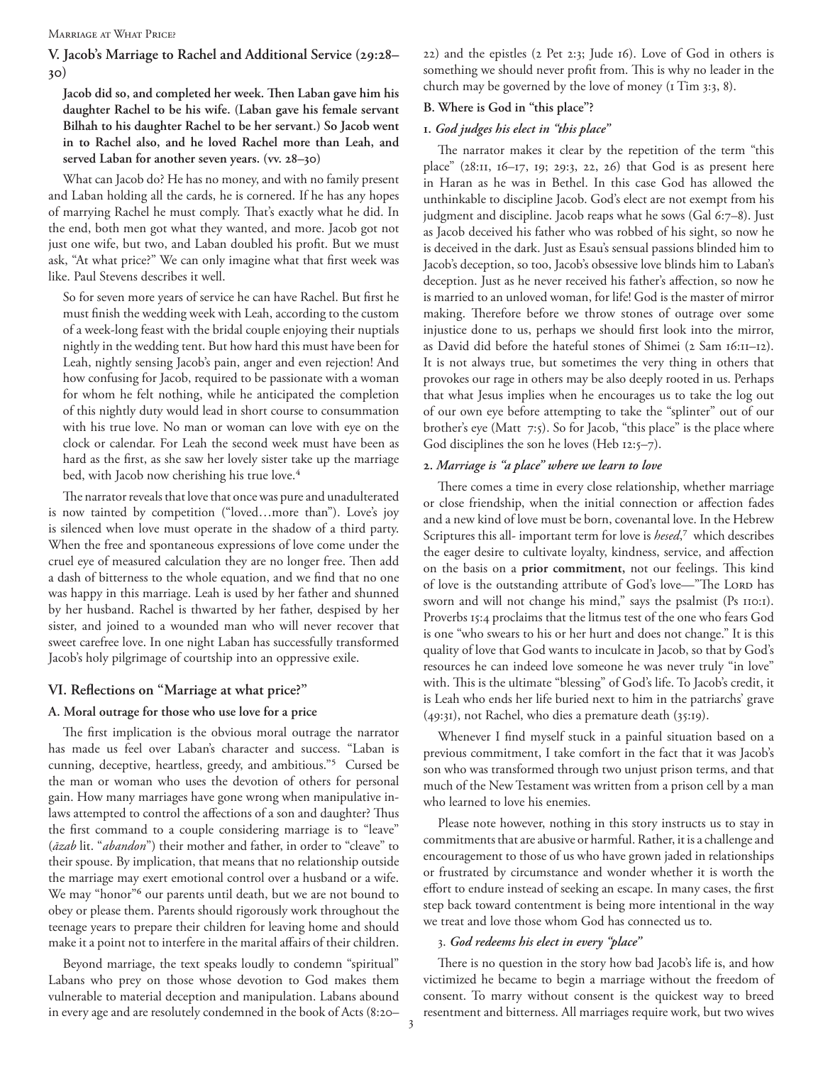## V. Jacob's Marriage to Rachel and Additional Service (29:28–30)

**Jacob did so, and completed her week. Then Laban gave him his daughter Rachel to be his wife. (Laban gave his female servant Bilhah to his daughter Rachel to be her servant.) So Jacob went in to Rachel also, and he loved Rachel more than Leah, and served Laban for another seven years. (vv. 28–30)**

What can Jacob do? He has no money, and with no family present and Laban holding all the cards, he is cornered. If he has any hopes of marrying Rachel he must comply. That's exactly what he did. In the end, both men got what they wanted, and more. Jacob got not just one wife, but two, and Laban doubled his profit. But we must ask, "At what price?" We can only imagine what that first week was like. Paul Stevens describes it well.

> So for seven more years of service he can have Rachel. But first he must finish the wedding week with Leah, according to the custom of a week-long feast with the bridal couple enjoying their nuptials nightly in the wedding tent. But how hard this must have been for Leah, nightly sensing Jacob's pain, anger and even rejection! And how confusing for Jacob, required to be passionate with a woman for whom he felt nothing, while he anticipated the completion of this nightly duty would lead in short course to consummation with his true love. No man or woman can love with eye on the clock or calendar. For Leah the second week must have been as hard as the first, as she saw her lovely sister take up the marriage bed, with Jacob now cherishing his true love.[4]

The narrator reveals that love that once was pure and unadulterated is now tainted by competition ("loved…more than"). Love's joy is silenced when love must operate in the shadow of a third party. When the free and spontaneous expressions of love come under the cruel eye of measured calculation they are no longer free. Then add a dash of bitterness to the whole equation, and we find that no one was happy in this marriage. Leah is used by her father and shunned by her husband. Rachel is thwarted by her father, despised by her sister, and joined to a wounded man who will never recover that sweet carefree love. In one night Laban has successfully transformed Jacob's holy pilgrimage of courtship into an oppressive exile.

## VI. Reflections on "Marriage at what price?"

### A. Moral outrage for those who use love for a price

The first implication is the obvious moral outrage the narrator has made us feel over Laban's character and success. "Laban is cunning, deceptive, heartless, greedy, and ambitious."[5] Cursed be the man or woman who uses the devotion of others for personal gain. How many marriages have gone wrong when manipulative in-laws attempted to control the affections of a son and daughter? Thus the first command to a couple considering marriage is to "leave" (*ʿāzab* lit. "*abandon*") their mother and father, in order to "cleave" to their spouse. By implication, that means that no relationship outside the marriage may exert emotional control over a husband or a wife. We may "honor"[6] our parents until death, but we are not bound to obey or please them. Parents should rigorously work throughout the teenage years to prepare their children for leaving home and should make it a point not to interfere in the marital affairs of their children.

Beyond marriage, the text speaks loudly to condemn "spiritual" Labans who prey on those whose devotion to God makes them vulnerable to material deception and manipulation. Labans abound in every age and are resolutely condemned in the book of Acts (8:20–22) and the epistles (2 Pet 2:3; Jude 16). Love of God in others is something we should never profit from. This is why no leader in the church may be governed by the love of money (1 Tim 3:3, 8).

### B. Where is God in "this place"?

#### 1. *God judges his elect in "this place"*

The narrator makes it clear by the repetition of the term "this place" (28:11, 16–17, 19; 29:3, 22, 26) that God is as present here in Haran as he was in Bethel. In this case God has allowed the unthinkable to discipline Jacob. God's elect are not exempt from his judgment and discipline. Jacob reaps what he sows (Gal 6:7–8). Just as Jacob deceived his father who was robbed of his sight, so now he is deceived in the dark. Just as Esau's sensual passions blinded him to Jacob's deception, so too, Jacob's obsessive love blinds him to Laban's deception. Just as he never received his father's affection, so now he is married to an unloved woman, for life! God is the master of mirror making. Therefore before we throw stones of outrage over some injustice done to us, perhaps we should first look into the mirror, as David did before the hateful stones of Shimei (2 Sam 16:11–12). It is not always true, but sometimes the very thing in others that provokes our rage in others may be also deeply rooted in us. Perhaps that what Jesus implies when he encourages us to take the log out of our own eye before attempting to take the "splinter" out of our brother's eye (Matt 7:5). So for Jacob, "this place" is the place where God disciplines the son he loves (Heb 12:5–7).

#### 2. *Marriage is "a place" where we learn to love*

There comes a time in every close relationship, whether marriage or close friendship, when the initial connection or affection fades and a new kind of love must be born, covenantal love. In the Hebrew Scriptures this all- important term for love is *hesed*,[7] which describes the eager desire to cultivate loyalty, kindness, service, and affection on the basis on a **prior commitment**, not our feelings. This kind of love is the outstanding attribute of God's love—"The LORD has sworn and will not change his mind," says the psalmist (Ps 110:1). Proverbs 15:4 proclaims that the litmus test of the one who fears God is one "who swears to his or her hurt and does not change." It is this quality of love that God wants to inculcate in Jacob, so that by God's resources he can indeed love someone he was never truly "in love" with. This is the ultimate "blessing" of God's life. To Jacob's credit, it is Leah who ends her life buried next to him in the patriarchs' grave (49:31), not Rachel, who dies a premature death (35:19).

Whenever I find myself stuck in a painful situation based on a previous commitment, I take comfort in the fact that it was Jacob's son who was transformed through two unjust prison terms, and that much of the New Testament was written from a prison cell by a man who learned to love his enemies.

Please note however, nothing in this story instructs us to stay in commitments that are abusive or harmful. Rather, it is a challenge and encouragement to those of us who have grown jaded in relationships or frustrated by circumstance and wonder whether it is worth the effort to endure instead of seeking an escape. In many cases, the first step back toward contentment is being more intentional in the way we treat and love those whom God has connected us to.

#### 3. *God redeems his elect in every "place"*

There is no question in the story how bad Jacob's life is, and how victimized he became to begin a marriage without the freedom of consent. To marry without consent is the quickest way to breed resentment and bitterness. All marriages require work, but two wives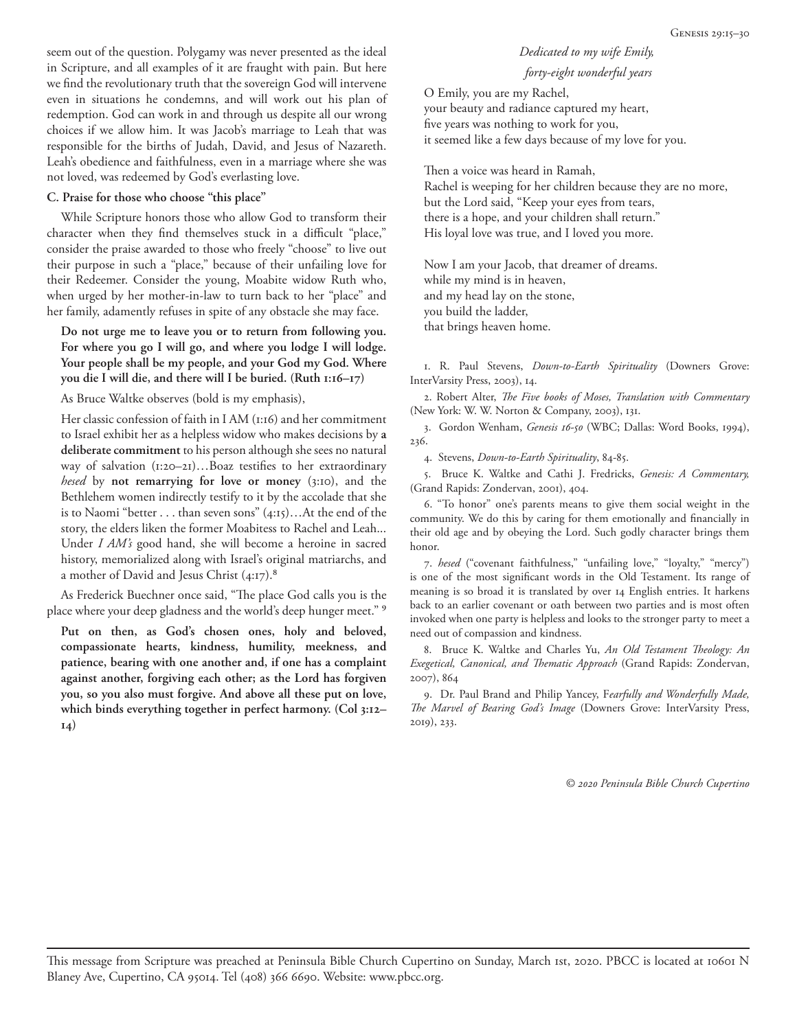seem out of the question. Polygamy was never presented as the ideal in Scripture, and all examples of it are fraught with pain. But here we find the revolutionary truth that the sovereign God will intervene even in situations he condemns, and will work out his plan of redemption. God can work in and through us despite all our wrong choices if we allow him. It was Jacob's marriage to Leah that was responsible for the births of Judah, David, and Jesus of Nazareth. Leah's obedience and faithfulness, even in a marriage where she was not loved, was redeemed by God's everlasting love.

**C. Praise for those who choose "this place"**

While Scripture honors those who allow God to transform their character when they find themselves stuck in a difficult "place," consider the praise awarded to those who freely "choose" to live out their purpose in such a "place," because of their unfailing love for their Redeemer. Consider the young, Moabite widow Ruth who, when urged by her mother-in-law to turn back to her "place" and her family, adamently refuses in spite of any obstacle she may face.

> **Do not urge me to leave you or to return from following you. For where you go I will go, and where you lodge I will lodge. Your people shall be my people, and your God my God. Where you die I will die, and there will I be buried. (Ruth 1:16–17)**

As Bruce Waltke observes (bold is my emphasis),

> Her classic confession of faith in I AM (1:16) and her commitment to Israel exhibit her as a helpless widow who makes decisions by **a deliberate commitment** to his person although she sees no natural way of salvation (1:20–21)…Boaz testifies to her extraordinary *hesed* by **not remarrying for love or money** (3:10), and the Bethlehem women indirectly testify to it by the accolade that she is to Naomi "better . . . than seven sons" (4:15)…At the end of the story, the elders liken the former Moabitess to Rachel and Leah... Under *I AM's* good hand, she will become a heroine in sacred history, memorialized along with Israel's original matriarchs, and a mother of David and Jesus Christ (4:17).[8]

As Frederick Buechner once said, "The place God calls you is the place where your deep gladness and the world's deep hunger meet." [9]

> **Put on then, as God's chosen ones, holy and beloved, compassionate hearts, kindness, humility, meekness, and patience, bearing with one another and, if one has a complaint against another, forgiving each other; as the Lord has forgiven you, so you also must forgive. And above all these put on love, which binds everything together in perfect harmony. (Col 3:12–14)**

*Dedicated to my wife Emily,*
*forty-eight wonderful years*

O Emily, you are my Rachel,
your beauty and radiance captured my heart,
five years was nothing to work for you,
it seemed like a few days because of my love for you.

Then a voice was heard in Ramah,
Rachel is weeping for her children because they are no more,
but the Lord said, "Keep your eyes from tears,
there is a hope, and your children shall return."
His loyal love was true, and I loved you more.

Now I am your Jacob, that dreamer of dreams.
while my mind is in heaven,
and my head lay on the stone,
you build the ladder,
that brings heaven home.

1. R. Paul Stevens, *Down-to-Earth Spirituality* (Downers Grove: InterVarsity Press, 2003), 14.

2. Robert Alter, *The Five books of Moses, Translation with Commentary* (New York: W. W. Norton & Company, 2003), 131.

3. Gordon Wenham, *Genesis 16-50* (WBC; Dallas: Word Books, 1994), 236.

4. Stevens, *Down-to-Earth Spirituality*, 84-85.

5. Bruce K. Waltke and Cathi J. Fredricks, *Genesis: A Commentary,* (Grand Rapids: Zondervan, 2001), 404.

6. "To honor" one's parents means to give them social weight in the community. We do this by caring for them emotionally and financially in their old age and by obeying the Lord. Such godly character brings them honor.

7. *hesed* ("covenant faithfulness," "unfailing love," "loyalty," "mercy") is one of the most significant words in the Old Testament. Its range of meaning is so broad it is translated by over 14 English entries. It harkens back to an earlier covenant or oath between two parties and is most often invoked when one party is helpless and looks to the stronger party to meet a need out of compassion and kindness.

8. Bruce K. Waltke and Charles Yu, *An Old Testament Theology: An Exegetical, Canonical, and Thematic Approach* (Grand Rapids: Zondervan, 2007), 864

9. Dr. Paul Brand and Philip Yancey, F*earfully and Wonderfully Made, The Marvel of Bearing God's Image* (Downers Grove: InterVarsity Press, 2019), 233.

*© 2020 Peninsula Bible Church Cupertino*

This message from Scripture was preached at Peninsula Bible Church Cupertino on Sunday, March 1st, 2020. PBCC is located at 10601 N Blaney Ave, Cupertino, CA 95014. Tel (408) 366 6690. Website: www.pbcc.org.